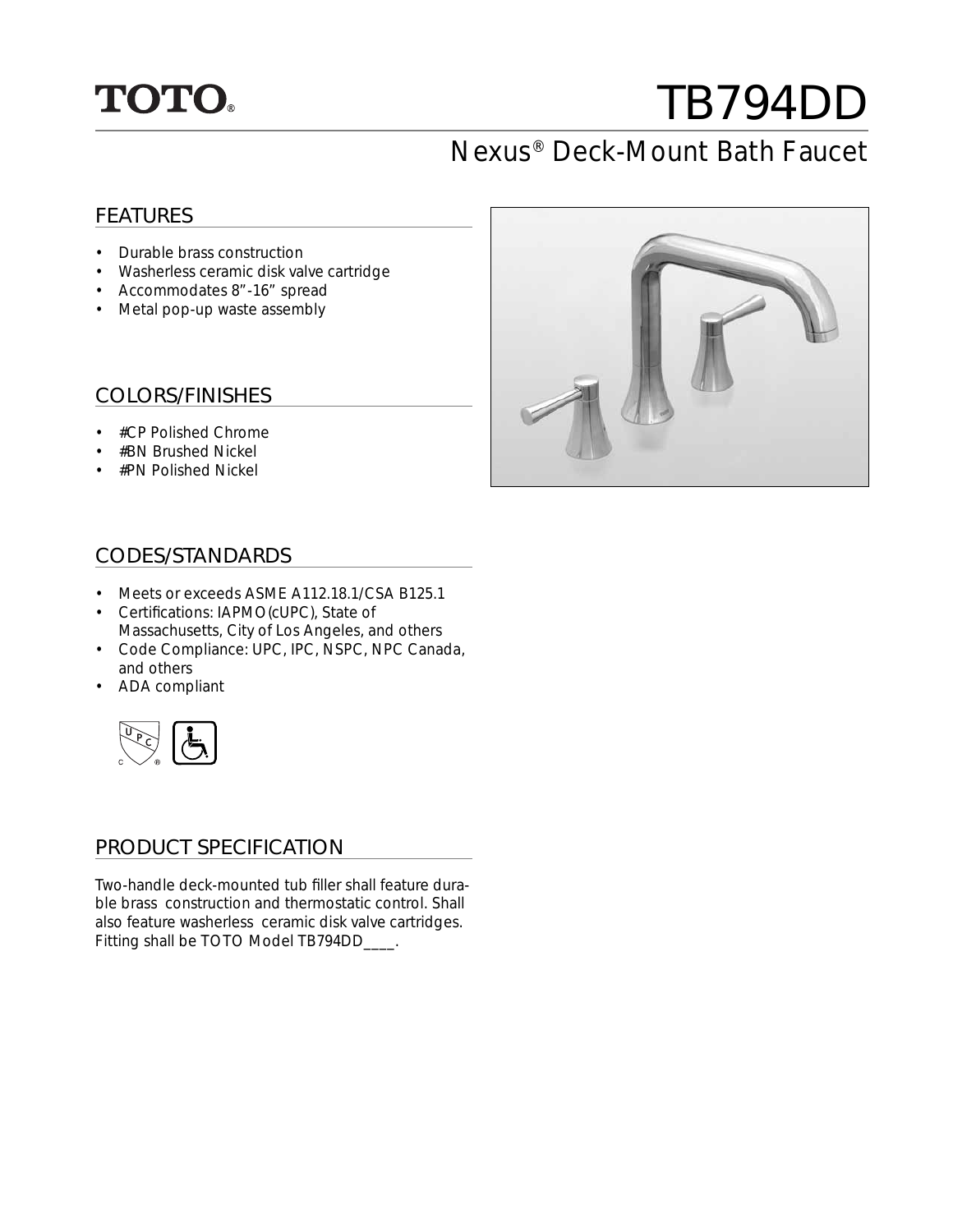TOTO®

# TB794DD

## Nexus® Deck-Mount Bath Faucet

### FEATURES

- Durable brass construction
- Washerless ceramic disk valve cartridge
- Accommodates 8”-16” spread
- Metal pop-up waste assembly

### COLORS/FINISHES

- #CP Polished Chrome
- #BN Brushed Nickel
- #PN Polished Nickel

### CODES/STANDARDS

- Meets or exceeds ASME A112.18.1/CSA B125.1
- Certifications: IAPMO(cUPC), State of Massachusetts, City of Los Angeles, and others
- Code Compliance: UPC, IPC, NSPC, NPC Canada, and others
- ADA compliant

### PRODUCT SPECIFICATION

Two-handle deck-mounted tub filler shall feature durable brass construction and thermostatic control. Shall also feature washerless ceramic disk valve cartridges. Fitting shall be TOTO Model TB794DD____.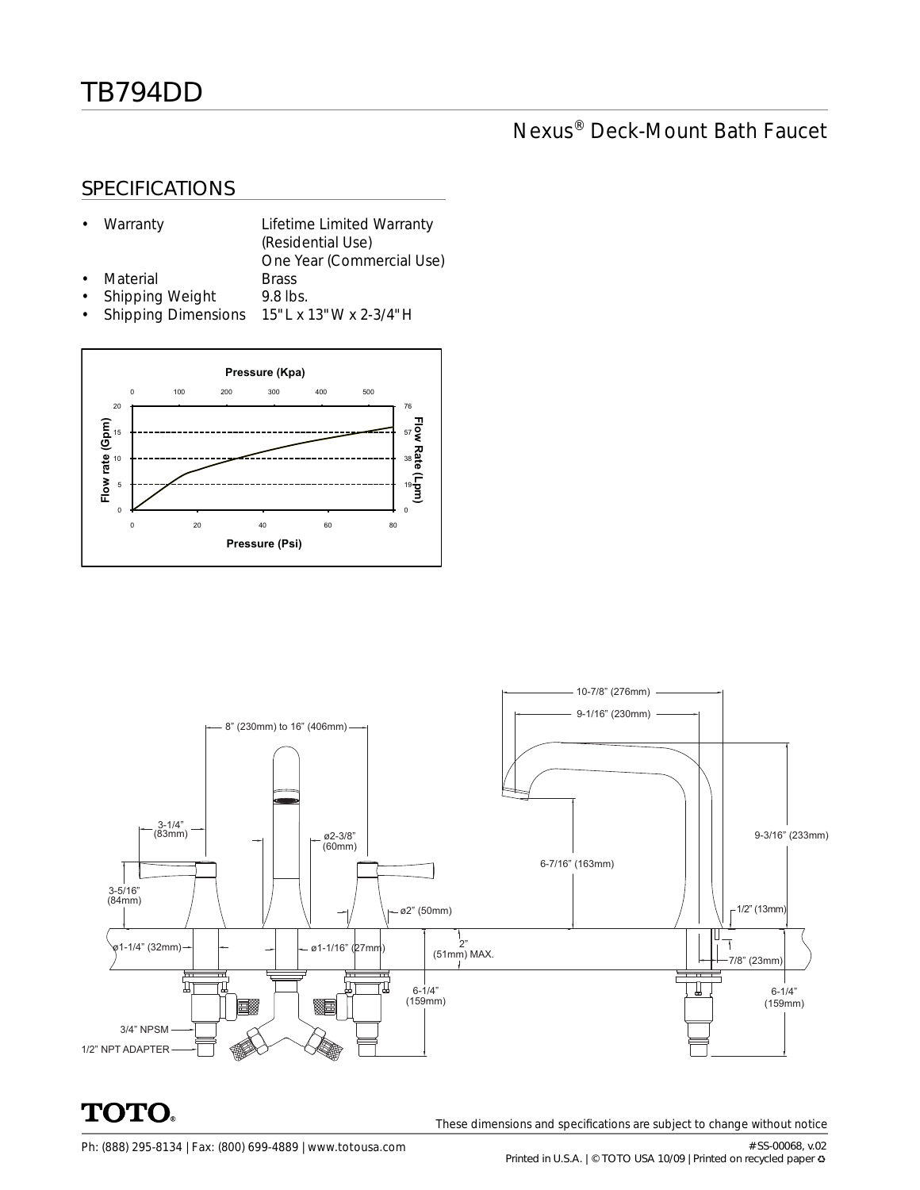# TB794DD

## Nexus® Deck-Mount Bath Faucet

### SPECIFICATIONS

- Warranty: Lifetime Limited Warranty (Residential Use), One Year (Commercial Use)
- Material: Brass
- Shipping Weight: 9.8 lbs.
- Shipping Dimensions: 15" L x 13" W x 2-3/4" H

Pressure (Kpa)

0 100 200 300 400 500

Flow rate (Gpm)

0 5 10 15 20

Flow Rate (Lpm)

0 19 38 57 76

0 20 40 60 80

Pressure (Psi)

10-7/8" (276mm)

9-1/16" (230mm)

8" (230mm) to 16" (406mm)

3-1/4" (83mm)

ø2-3/8" (60mm)

9-3/16" (233mm)

6-7/16" (163mm)

3-5/16" (84mm)

ø2" (50mm)

1/2" (13mm)

ø1-1/4" (32mm)

ø1-1/16" (27mm)

2" (51mm) MAX.

7/8" (23mm)

6-1/4" (159mm)

6-1/4" (159mm)

3/4" NPSM

1/2" NPT ADAPTER

TOTO®

These dimensions and specifications are subject to change without notice

Ph: (888) 295-8134 | Fax: (800) 699-4889 | www.totousa.com

# SS-00068, v.02

Printed in U.S.A. | © TOTO USA 10/09 | Printed on recycled paper ♻